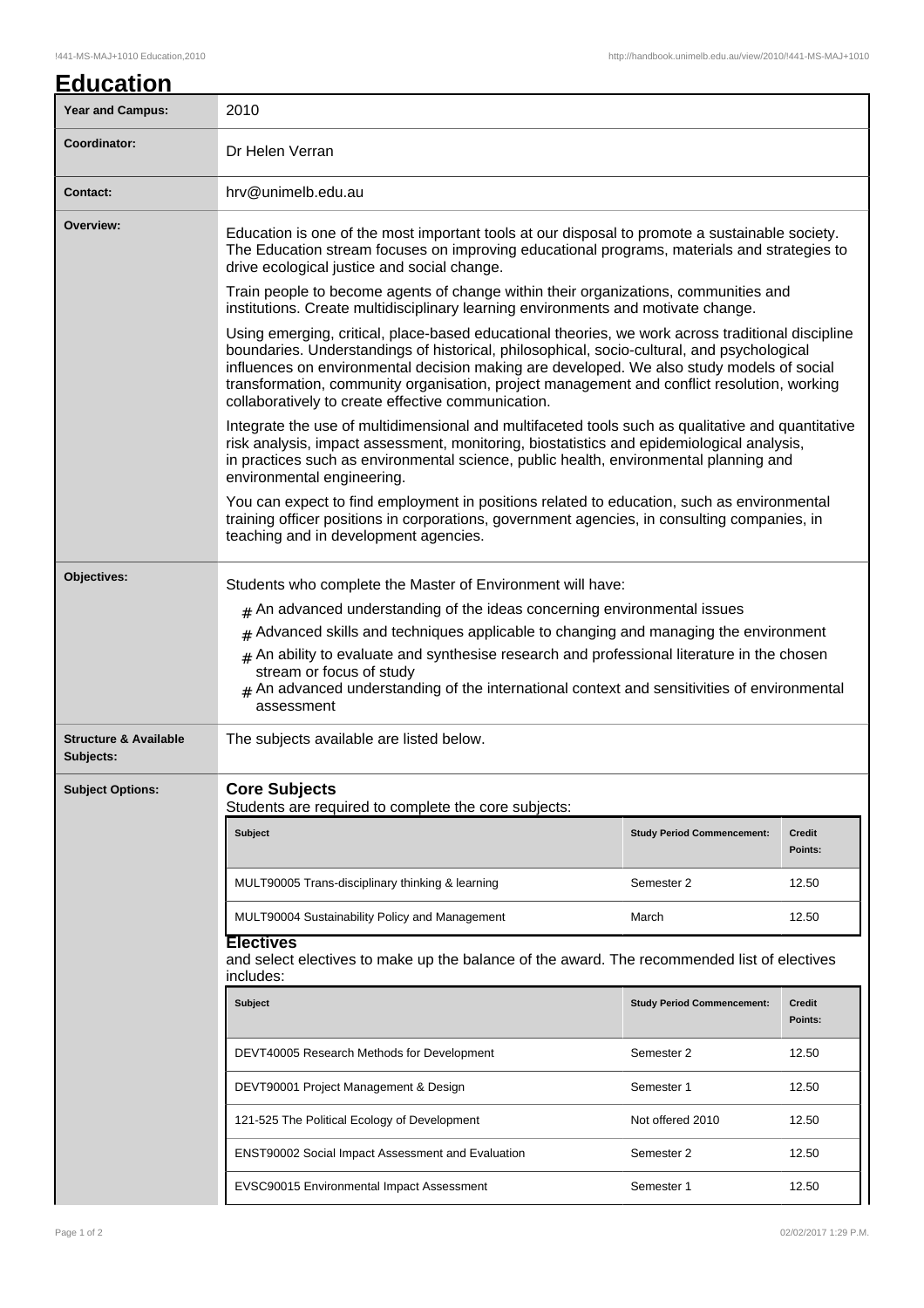# Education

| Year and Campus: | 2010 |
|---|---|
| Coordinator: | Dr Helen Verran |
| Contact: | hrv@unimelb.edu.au |

**Overview:**

Education is one of the most important tools at our disposal to promote a sustainable society. The Education stream focuses on improving educational programs, materials and strategies to drive ecological justice and social change.

Train people to become agents of change within their organizations, communities and institutions. Create multidisciplinary learning environments and motivate change.

Using emerging, critical, place-based educational theories, we work across traditional discipline boundaries. Understandings of historical, philosophical, socio-cultural, and psychological influences on environmental decision making are developed. We also study models of social transformation, community organisation, project management and conflict resolution, working collaboratively to create effective communication.

Integrate the use of multidimensional and multifaceted tools such as qualitative and quantitative risk analysis, impact assessment, monitoring, biostatistics and epidemiological analysis, in practices such as environmental science, public health, environmental planning and environmental engineering.

You can expect to find employment in positions related to education, such as environmental training officer positions in corporations, government agencies, in consulting companies, in teaching and in development agencies.

**Objectives:**

Students who complete the Master of Environment will have:

- An advanced understanding of the ideas concerning environmental issues
- Advanced skills and techniques applicable to changing and managing the environment
- An ability to evaluate and synthesise research and professional literature in the chosen stream or focus of study
- An advanced understanding of the international context and sensitivities of environmental assessment

**Structure & Available Subjects:**

The subjects available are listed below.

**Subject Options:**

## Core Subjects

Students are required to complete the core subjects:

| Subject | Study Period Commencement: | Credit Points: |
|---|---|---|
| MULT90005 Trans-disciplinary thinking & learning | Semester 2 | 12.50 |
| MULT90004 Sustainability Policy and Management | March | 12.50 |

## Electives

and select electives to make up the balance of the award. The recommended list of electives includes:

| Subject | Study Period Commencement: | Credit Points: |
|---|---|---|
| DEVT40005 Research Methods for Development | Semester 2 | 12.50 |
| DEVT90001 Project Management & Design | Semester 1 | 12.50 |
| 121-525 The Political Ecology of Development | Not offered 2010 | 12.50 |
| ENST90002 Social Impact Assessment and Evaluation | Semester 2 | 12.50 |
| EVSC90015 Environmental Impact Assessment | Semester 1 | 12.50 |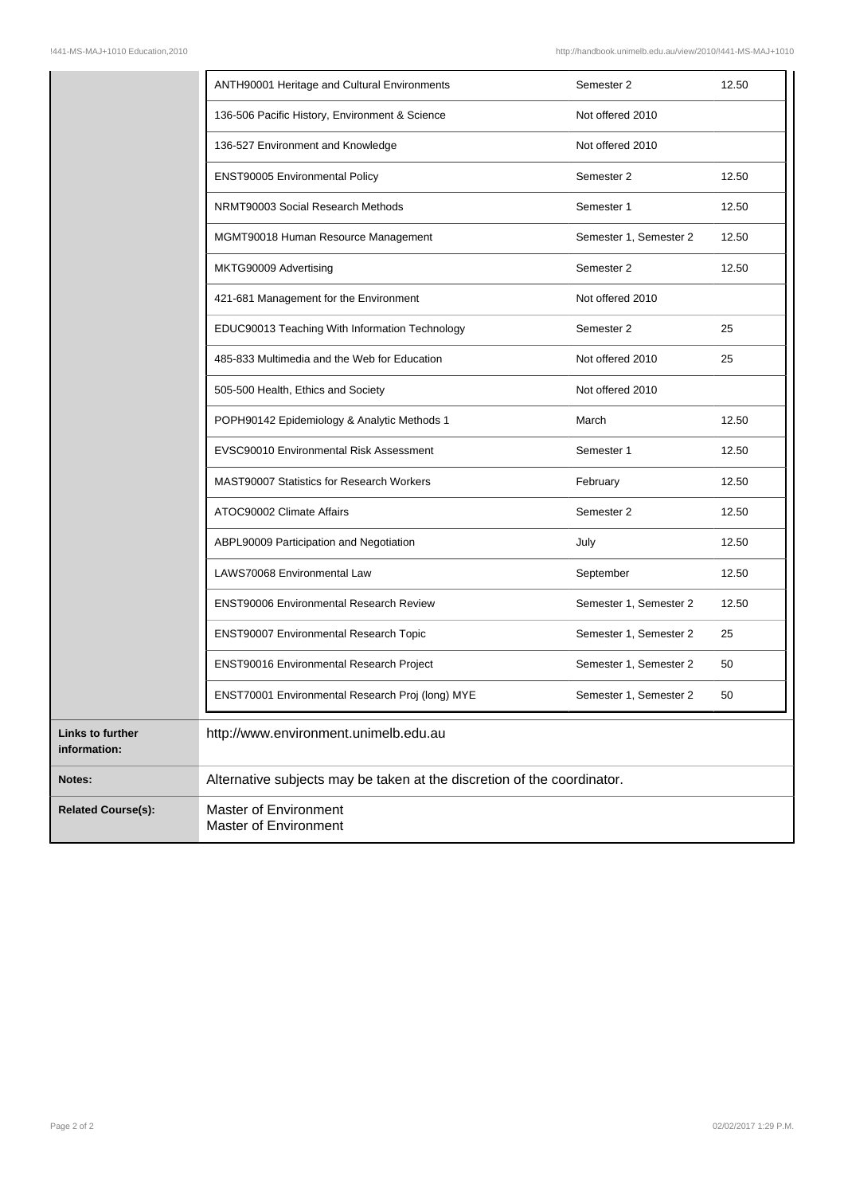| | | | |
|---|---|---|---|
| | ANTH90001 Heritage and Cultural Environments | Semester 2 | 12.50 |
| | 136-506 Pacific History, Environment & Science | Not offered 2010 | |
| | 136-527 Environment and Knowledge | Not offered 2010 | |
| | ENST90005 Environmental Policy | Semester 2 | 12.50 |
| | NRMT90003 Social Research Methods | Semester 1 | 12.50 |
| | MGMT90018 Human Resource Management | Semester 1, Semester 2 | 12.50 |
| | MKTG90009 Advertising | Semester 2 | 12.50 |
| | 421-681 Management for the Environment | Not offered 2010 | |
| | EDUC90013 Teaching With Information Technology | Semester 2 | 25 |
| | 485-833 Multimedia and the Web for Education | Not offered 2010 | 25 |
| | 505-500 Health, Ethics and Society | Not offered 2010 | |
| | POPH90142 Epidemiology & Analytic Methods 1 | March | 12.50 |
| | EVSC90010 Environmental Risk Assessment | Semester 1 | 12.50 |
| | MAST90007 Statistics for Research Workers | February | 12.50 |
| | ATOC90002 Climate Affairs | Semester 2 | 12.50 |
| | ABPL90009 Participation and Negotiation | July | 12.50 |
| | LAWS70068 Environmental Law | September | 12.50 |
| | ENST90006 Environmental Research Review | Semester 1, Semester 2 | 12.50 |
| | ENST90007 Environmental Research Topic | Semester 1, Semester 2 | 25 |
| | ENST90016 Environmental Research Project | Semester 1, Semester 2 | 50 |
| | ENST70001 Environmental Research Proj (long) MYE | Semester 1, Semester 2 | 50 |
| **Links to further information:** | http://www.environment.unimelb.edu.au | | |
| **Notes:** | Alternative subjects may be taken at the discretion of the coordinator. | | |
| **Related Course(s):** | Master of Environment<br>Master of Environment | | |